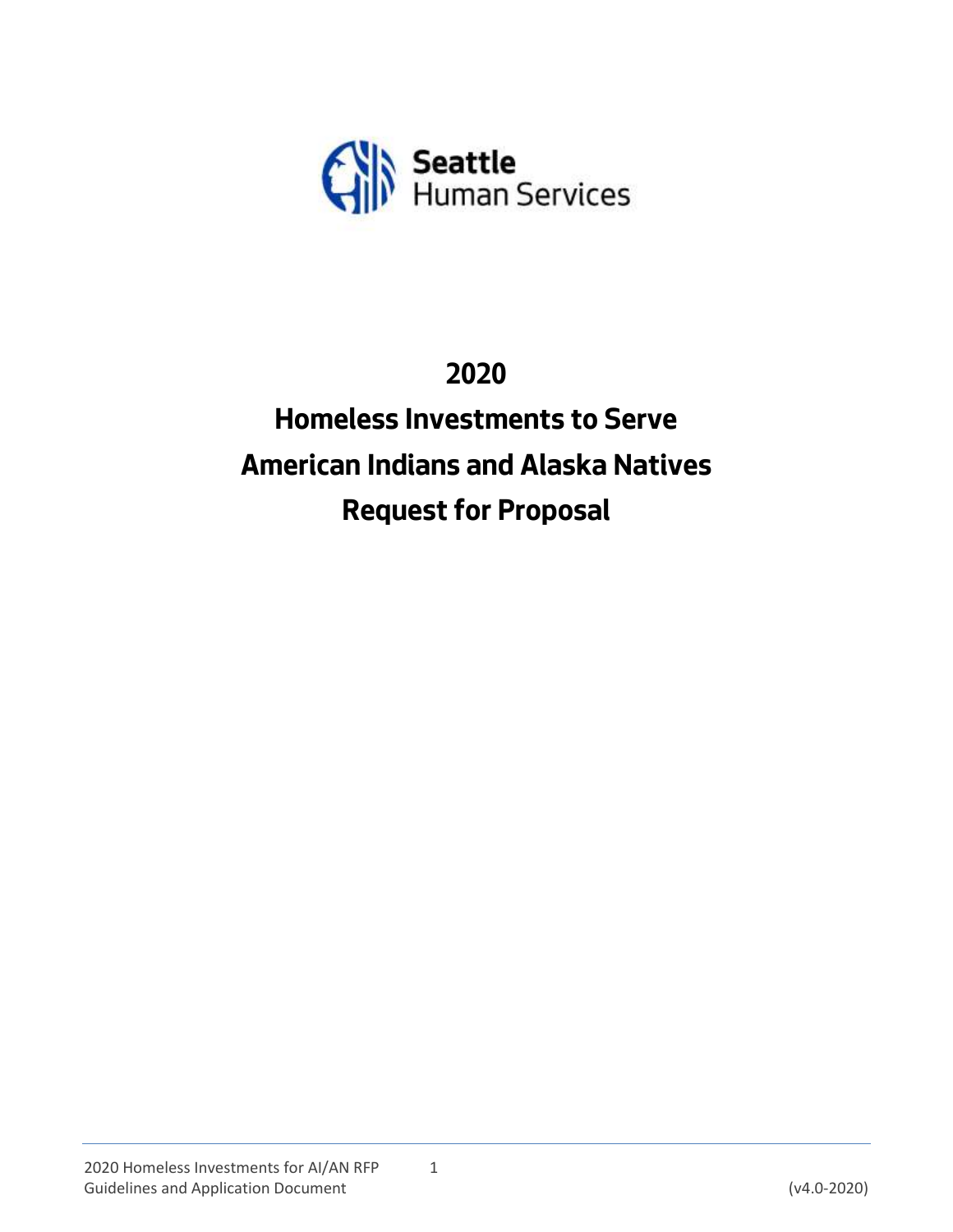Seattle Human Services

# 2020

# Homeless Investments to Serve American Indians and Alaska Natives Request for Proposal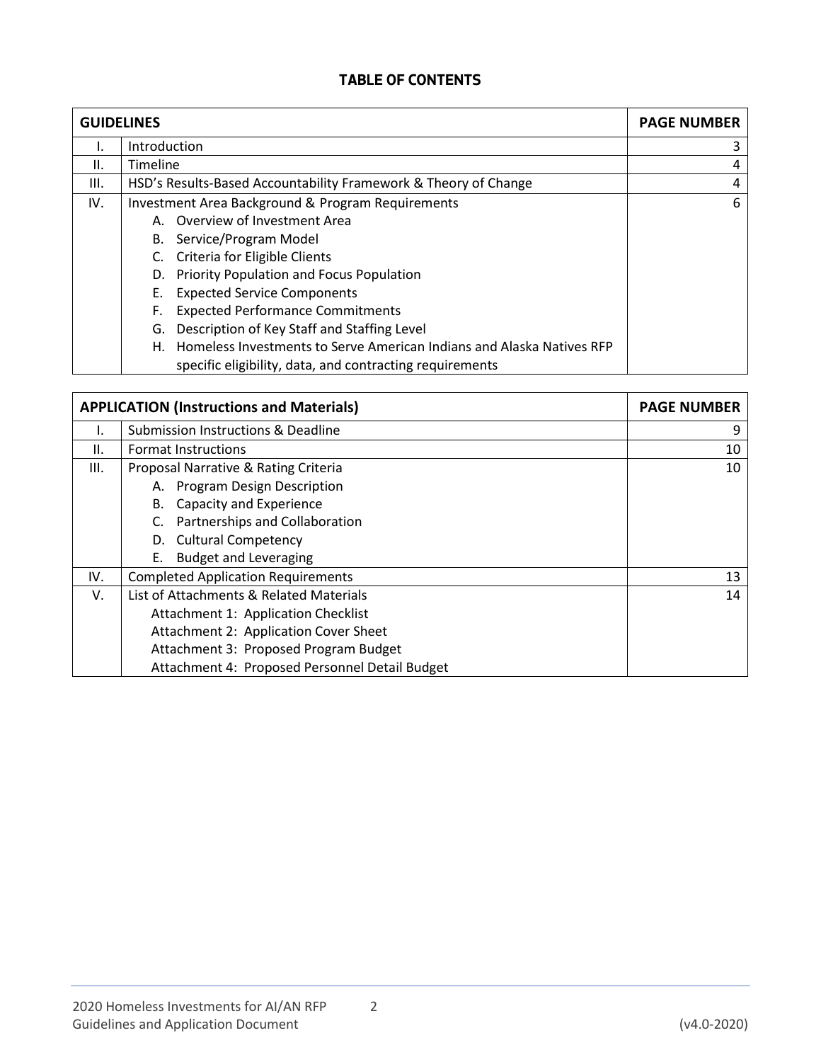# TABLE OF CONTENTS

| | GUIDELINES | PAGE NUMBER |
|---|---|---|
| I. | Introduction | 3 |
| II. | Timeline | 4 |
| III. | HSD's Results-Based Accountability Framework & Theory of Change | 4 |
| IV. | Investment Area Background & Program Requirements<br>A. Overview of Investment Area<br>B. Service/Program Model<br>C. Criteria for Eligible Clients<br>D. Priority Population and Focus Population<br>E. Expected Service Components<br>F. Expected Performance Commitments<br>G. Description of Key Staff and Staffing Level<br>H. Homeless Investments to Serve American Indians and Alaska Natives RFP specific eligibility, data, and contracting requirements | 6 |

| | APPLICATION (Instructions and Materials) | PAGE NUMBER |
|---|---|---|
| I. | Submission Instructions & Deadline | 9 |
| II. | Format Instructions | 10 |
| III. | Proposal Narrative & Rating Criteria<br>A. Program Design Description<br>B. Capacity and Experience<br>C. Partnerships and Collaboration<br>D. Cultural Competency<br>E. Budget and Leveraging | 10 |
| IV. | Completed Application Requirements | 13 |
| V. | List of Attachments & Related Materials<br>Attachment 1: Application Checklist<br>Attachment 2: Application Cover Sheet<br>Attachment 3: Proposed Program Budget<br>Attachment 4: Proposed Personnel Detail Budget | 14 |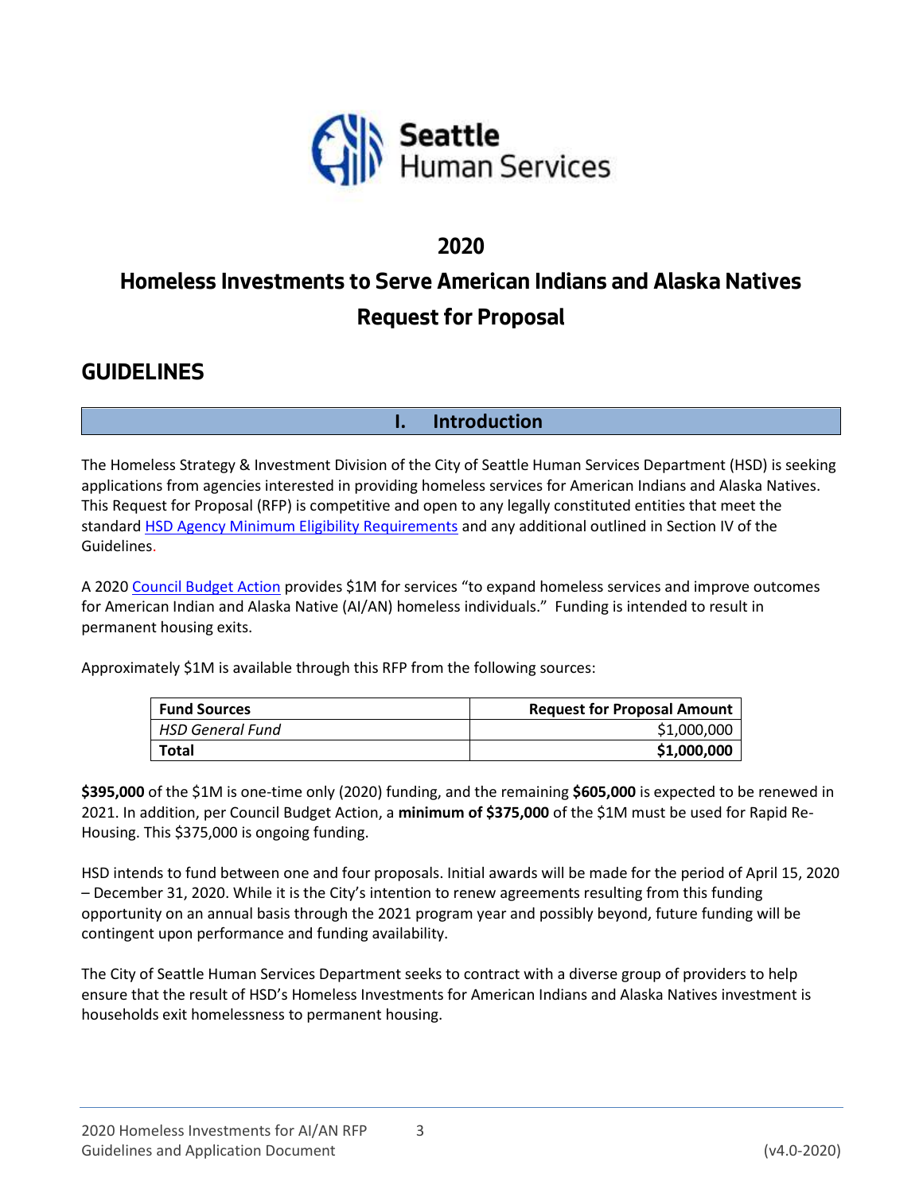# 2020

# Homeless Investments to Serve American Indians and Alaska Natives Request for Proposal

## GUIDELINES

## I. Introduction

The Homeless Strategy & Investment Division of the City of Seattle Human Services Department (HSD) is seeking applications from agencies interested in providing homeless services for American Indians and Alaska Natives. This Request for Proposal (RFP) is competitive and open to any legally constituted entities that meet the standard HSD Agency Minimum Eligibility Requirements and any additional outlined in Section IV of the Guidelines.

A 2020 Council Budget Action provides $1M for services "to expand homeless services and improve outcomes for American Indian and Alaska Native (AI/AN) homeless individuals." Funding is intended to result in permanent housing exits.

Approximately $1M is available through this RFP from the following sources:

| Fund Sources | Request for Proposal Amount |
|---|---|
| *HSD General Fund* | $1,000,000 |
| **Total** | **$1,000,000** |

**$395,000** of the $1M is one-time only (2020) funding, and the remaining **$605,000** is expected to be renewed in 2021. In addition, per Council Budget Action, a **minimum of $375,000** of the $1M must be used for Rapid Re-Housing. This $375,000 is ongoing funding.

HSD intends to fund between one and four proposals. Initial awards will be made for the period of April 15, 2020 – December 31, 2020. While it is the City's intention to renew agreements resulting from this funding opportunity on an annual basis through the 2021 program year and possibly beyond, future funding will be contingent upon performance and funding availability.

The City of Seattle Human Services Department seeks to contract with a diverse group of providers to help ensure that the result of HSD's Homeless Investments for American Indians and Alaska Natives investment is households exit homelessness to permanent housing.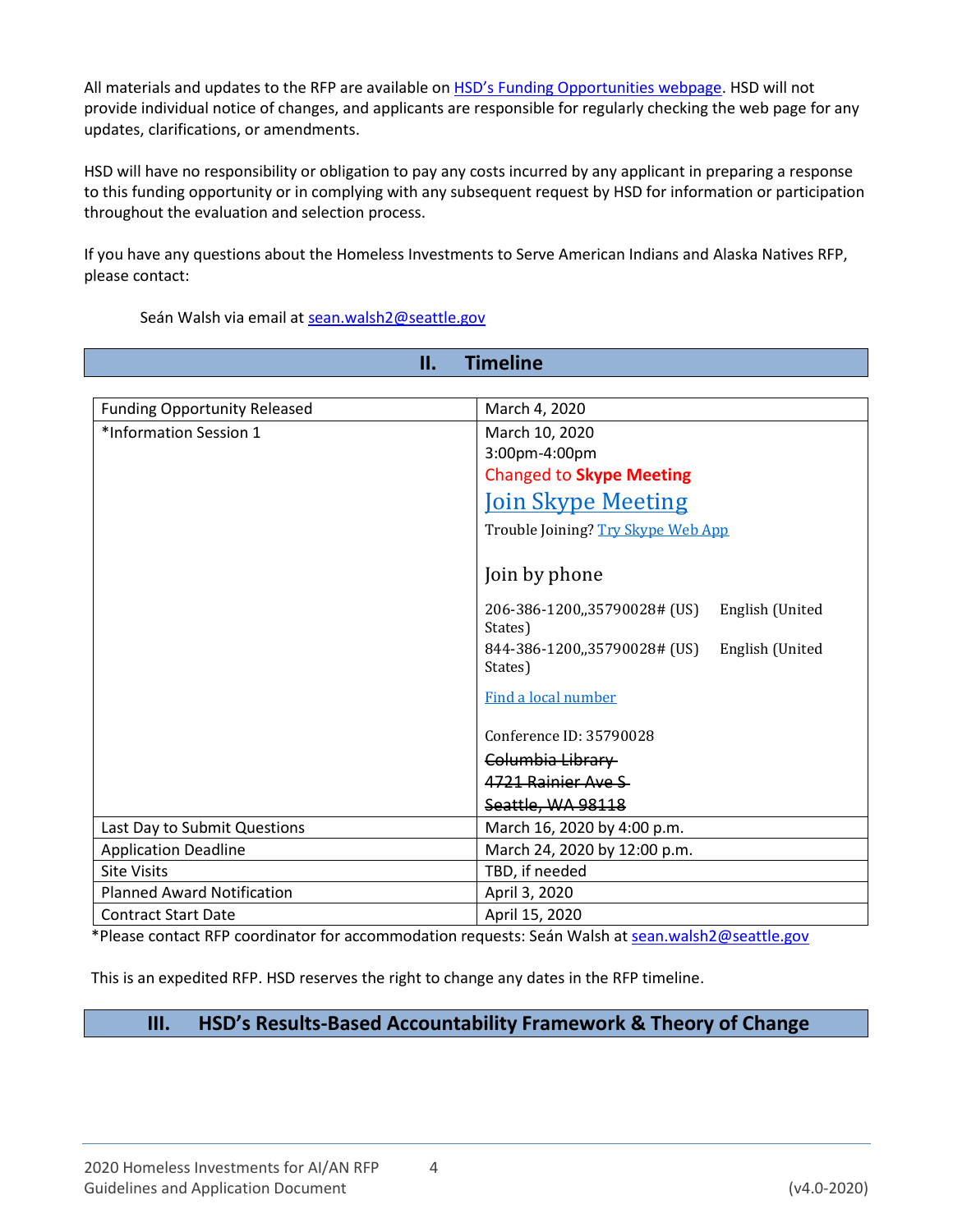All materials and updates to the RFP are available on [HSD's Funding Opportunities webpage](). HSD will not provide individual notice of changes, and applicants are responsible for regularly checking the web page for any updates, clarifications, or amendments.

HSD will have no responsibility or obligation to pay any costs incurred by any applicant in preparing a response to this funding opportunity or in complying with any subsequent request by HSD for information or participation throughout the evaluation and selection process.

If you have any questions about the Homeless Investments to Serve American Indians and Alaska Natives RFP, please contact:

Seán Walsh via email at sean.walsh2@seattle.gov

## II. Timeline

| | |
|---|---|
| Funding Opportunity Released | March 4, 2020 |
| *Information Session 1 | March 10, 2020<br>3:00pm-4:00pm<br>Changed to **Skype Meeting**<br>[Join Skype Meeting]()<br>Trouble Joining? [Try Skype Web App]()<br><br>Join by phone<br>206-386-1200,,35790028# (US) English (United States)<br>844-386-1200,,35790028# (US) English (United States)<br>[Find a local number]()<br><br>Conference ID: 35790028<br>~~Columbia Library~~<br>~~4721 Rainier Ave S~~<br>~~Seattle, WA 98118~~ |
| Last Day to Submit Questions | March 16, 2020 by 4:00 p.m. |
| Application Deadline | March 24, 2020 by 12:00 p.m. |
| Site Visits | TBD, if needed |
| Planned Award Notification | April 3, 2020 |
| Contract Start Date | April 15, 2020 |

*Please contact RFP coordinator for accommodation requests: Seán Walsh at sean.walsh2@seattle.gov

This is an expedited RFP. HSD reserves the right to change any dates in the RFP timeline.

## III. HSD's Results-Based Accountability Framework & Theory of Change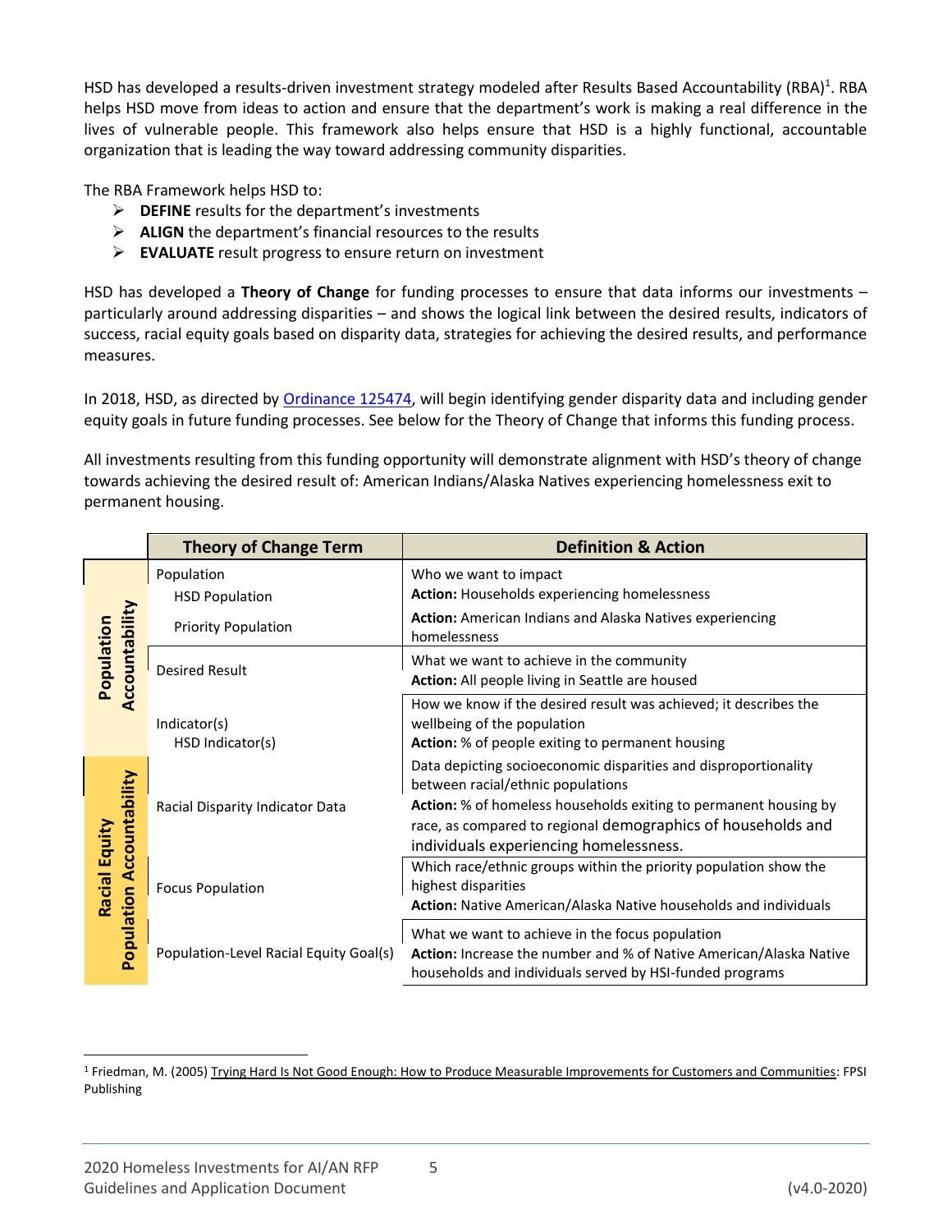HSD has developed a results-driven investment strategy modeled after Results Based Accountability (RBA)[1]. RBA helps HSD move from ideas to action and ensure that the department's work is making a real difference in the lives of vulnerable people. This framework also helps ensure that HSD is a highly functional, accountable organization that is leading the way toward addressing community disparities.

The RBA Framework helps HSD to:

- **DEFINE** results for the department's investments
- **ALIGN** the department's financial resources to the results
- **EVALUATE** result progress to ensure return on investment

HSD has developed a **Theory of Change** for funding processes to ensure that data informs our investments – particularly around addressing disparities – and shows the logical link between the desired results, indicators of success, racial equity goals based on disparity data, strategies for achieving the desired results, and performance measures.

In 2018, HSD, as directed by Ordinance 125474, will begin identifying gender disparity data and including gender equity goals in future funding processes. See below for the Theory of Change that informs this funding process.

All investments resulting from this funding opportunity will demonstrate alignment with HSD's theory of change towards achieving the desired result of: American Indians/Alaska Natives experiencing homelessness exit to permanent housing.

| | Theory of Change Term | Definition & Action |
|---|---|---|
| **Population Accountability** | Population<br>HSD Population<br>Priority Population | Who we want to impact<br>**Action:** Households experiencing homelessness<br>**Action:** American Indians and Alaska Natives experiencing homelessness |
| | Desired Result | What we want to achieve in the community<br>**Action:** All people living in Seattle are housed |
| | Indicator(s)<br>HSD Indicator(s) | How we know if the desired result was achieved; it describes the wellbeing of the population<br>**Action:** % of people exiting to permanent housing |
| **Racial Equity Population Accountability** | Racial Disparity Indicator Data | Data depicting socioeconomic disparities and disproportionality between racial/ethnic populations<br>**Action:** % of homeless households exiting to permanent housing by race, as compared to regional demographics of households and individuals experiencing homelessness. |
| | Focus Population | Which race/ethnic groups within the priority population show the highest disparities<br>**Action:** Native American/Alaska Native households and individuals |
| | Population-Level Racial Equity Goal(s) | What we want to achieve in the focus population<br>**Action:** Increase the number and % of Native American/Alaska Native households and individuals served by HSI-funded programs |

[1] Friedman, M. (2005) Trying Hard Is Not Good Enough: How to Produce Measurable Improvements for Customers and Communities: FPSI Publishing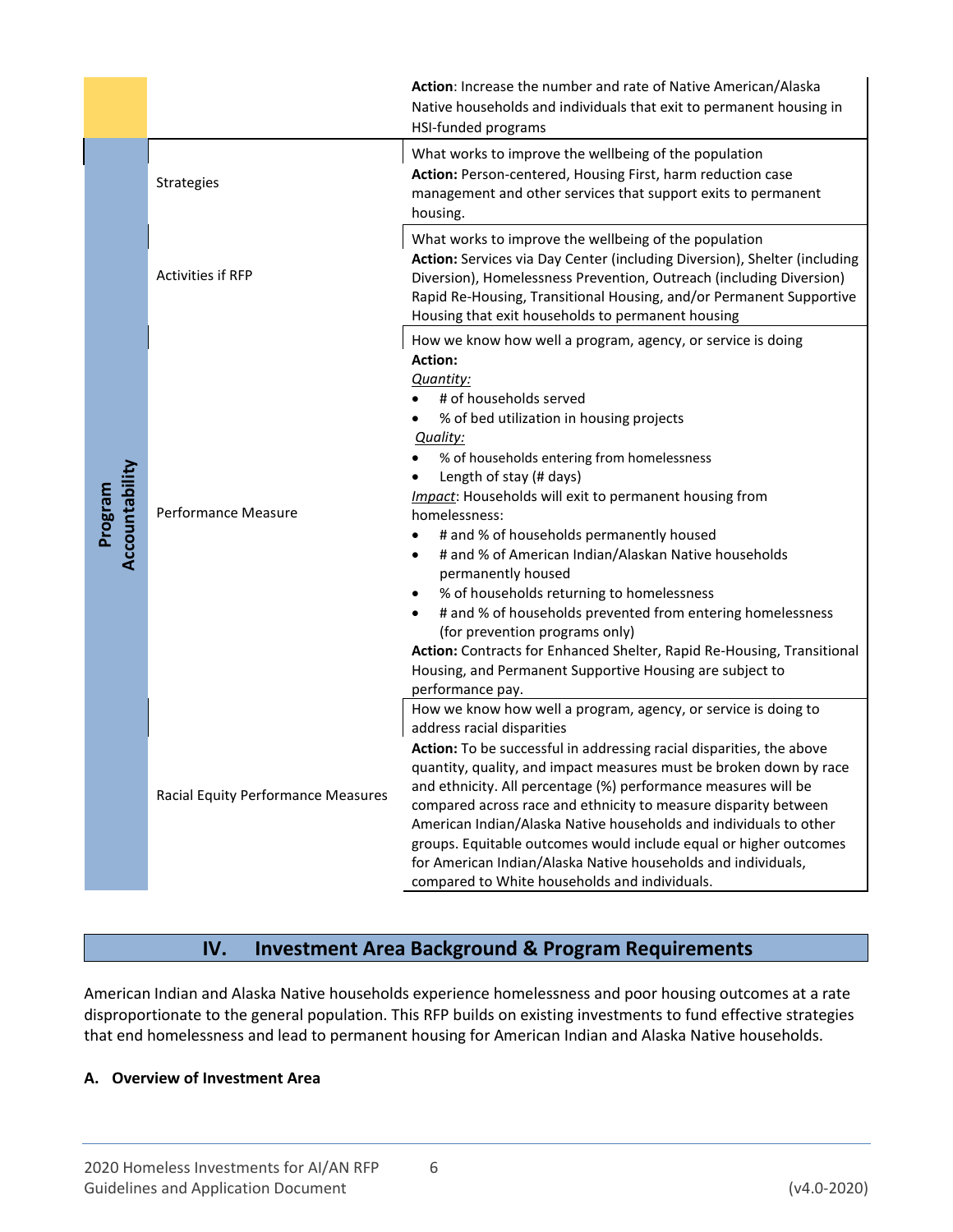| | | |
|---|---|---|
| | | **Action**: Increase the number and rate of Native American/Alaska Native households and individuals that exit to permanent housing in HSI-funded programs |
| **Program Accountability** | Strategies | What works to improve the wellbeing of the population<br>**Action:** Person-centered, Housing First, harm reduction case management and other services that support exits to permanent housing. |
| | Activities if RFP | What works to improve the wellbeing of the population<br>**Action:** Services via Day Center (including Diversion), Shelter (including Diversion), Homelessness Prevention, Outreach (including Diversion) Rapid Re-Housing, Transitional Housing, and/or Permanent Supportive Housing that exit households to permanent housing |
| | Performance Measure | How we know how well a program, agency, or service is doing<br>**Action:**<br>*Quantity:*<br>• # of households served<br>• % of bed utilization in housing projects<br>*Quality:*<br>• % of households entering from homelessness<br>• Length of stay (# days)<br>*Impact*: Households will exit to permanent housing from homelessness:<br>• # and % of households permanently housed<br>• # and % of American Indian/Alaskan Native households permanently housed<br>• % of households returning to homelessness<br>• # and % of households prevented from entering homelessness (for prevention programs only)<br>**Action:** Contracts for Enhanced Shelter, Rapid Re-Housing, Transitional Housing, and Permanent Supportive Housing are subject to performance pay. |
| | Racial Equity Performance Measures | How we know how well a program, agency, or service is doing to address racial disparities<br>**Action:** To be successful in addressing racial disparities, the above quantity, quality, and impact measures must be broken down by race and ethnicity. All percentage (%) performance measures will be compared across race and ethnicity to measure disparity between American Indian/Alaska Native households and individuals to other groups. Equitable outcomes would include equal or higher outcomes for American Indian/Alaska Native households and individuals, compared to White households and individuals. |

## IV. Investment Area Background & Program Requirements

American Indian and Alaska Native households experience homelessness and poor housing outcomes at a rate disproportionate to the general population. This RFP builds on existing investments to fund effective strategies that end homelessness and lead to permanent housing for American Indian and Alaska Native households.

### A. Overview of Investment Area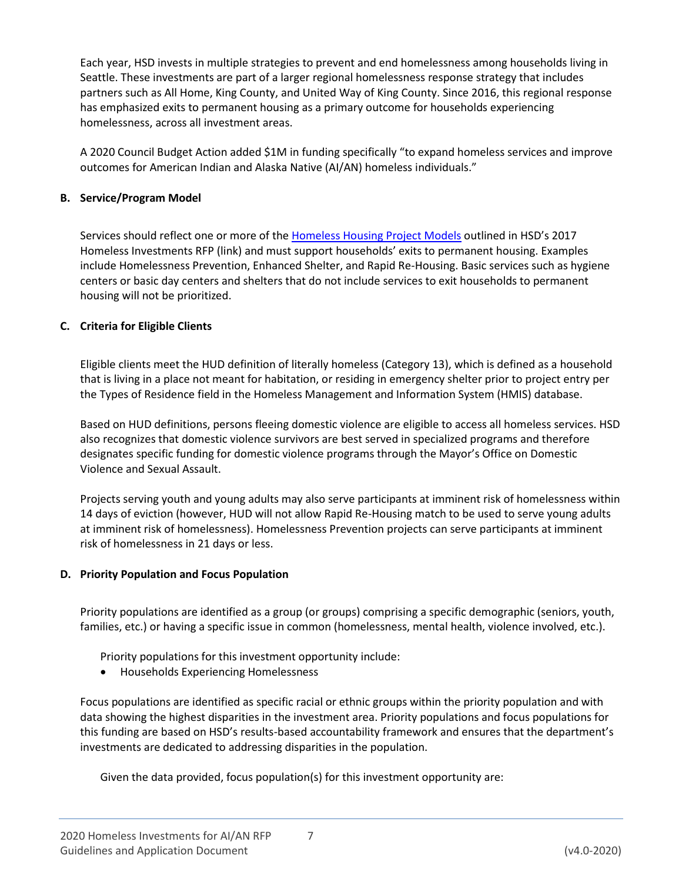Each year, HSD invests in multiple strategies to prevent and end homelessness among households living in Seattle. These investments are part of a larger regional homelessness response strategy that includes partners such as All Home, King County, and United Way of King County. Since 2016, this regional response has emphasized exits to permanent housing as a primary outcome for households experiencing homelessness, across all investment areas.

A 2020 Council Budget Action added $1M in funding specifically "to expand homeless services and improve outcomes for American Indian and Alaska Native (AI/AN) homeless individuals."

### B. Service/Program Model

Services should reflect one or more of the [Homeless Housing Project Models] outlined in HSD's 2017 Homeless Investments RFP (link) and must support households' exits to permanent housing. Examples include Homelessness Prevention, Enhanced Shelter, and Rapid Re-Housing. Basic services such as hygiene centers or basic day centers and shelters that do not include services to exit households to permanent housing will not be prioritized.

### C. Criteria for Eligible Clients

Eligible clients meet the HUD definition of literally homeless (Category 13), which is defined as a household that is living in a place not meant for habitation, or residing in emergency shelter prior to project entry per the Types of Residence field in the Homeless Management and Information System (HMIS) database.

Based on HUD definitions, persons fleeing domestic violence are eligible to access all homeless services. HSD also recognizes that domestic violence survivors are best served in specialized programs and therefore designates specific funding for domestic violence programs through the Mayor's Office on Domestic Violence and Sexual Assault.

Projects serving youth and young adults may also serve participants at imminent risk of homelessness within 14 days of eviction (however, HUD will not allow Rapid Re-Housing match to be used to serve young adults at imminent risk of homelessness). Homelessness Prevention projects can serve participants at imminent risk of homelessness in 21 days or less.

### D. Priority Population and Focus Population

Priority populations are identified as a group (or groups) comprising a specific demographic (seniors, youth, families, etc.) or having a specific issue in common (homelessness, mental health, violence involved, etc.).

Priority populations for this investment opportunity include:

- Households Experiencing Homelessness

Focus populations are identified as specific racial or ethnic groups within the priority population and with data showing the highest disparities in the investment area. Priority populations and focus populations for this funding are based on HSD's results-based accountability framework and ensures that the department's investments are dedicated to addressing disparities in the population.

Given the data provided, focus population(s) for this investment opportunity are: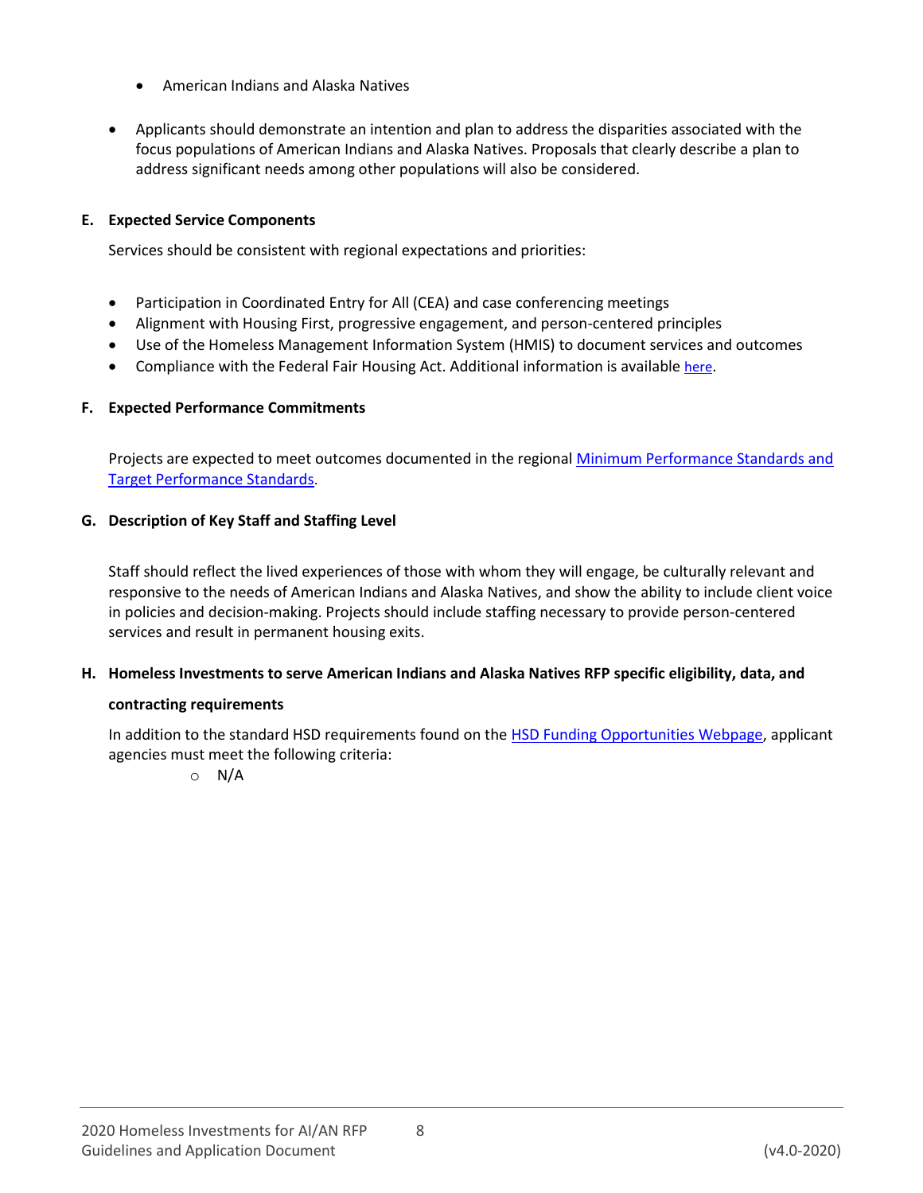- American Indians and Alaska Natives

- Applicants should demonstrate an intention and plan to address the disparities associated with the focus populations of American Indians and Alaska Natives. Proposals that clearly describe a plan to address significant needs among other populations will also be considered.

**E. Expected Service Components**

Services should be consistent with regional expectations and priorities:

- Participation in Coordinated Entry for All (CEA) and case conferencing meetings
- Alignment with Housing First, progressive engagement, and person-centered principles
- Use of the Homeless Management Information System (HMIS) to document services and outcomes
- Compliance with the Federal Fair Housing Act. Additional information is available here.

**F. Expected Performance Commitments**

Projects are expected to meet outcomes documented in the regional Minimum Performance Standards and Target Performance Standards.

**G. Description of Key Staff and Staffing Level**

Staff should reflect the lived experiences of those with whom they will engage, be culturally relevant and responsive to the needs of American Indians and Alaska Natives, and show the ability to include client voice in policies and decision-making. Projects should include staffing necessary to provide person-centered services and result in permanent housing exits.

**H. Homeless Investments to serve American Indians and Alaska Natives RFP specific eligibility, data, and contracting requirements**

In addition to the standard HSD requirements found on the HSD Funding Opportunities Webpage, applicant agencies must meet the following criteria:

- N/A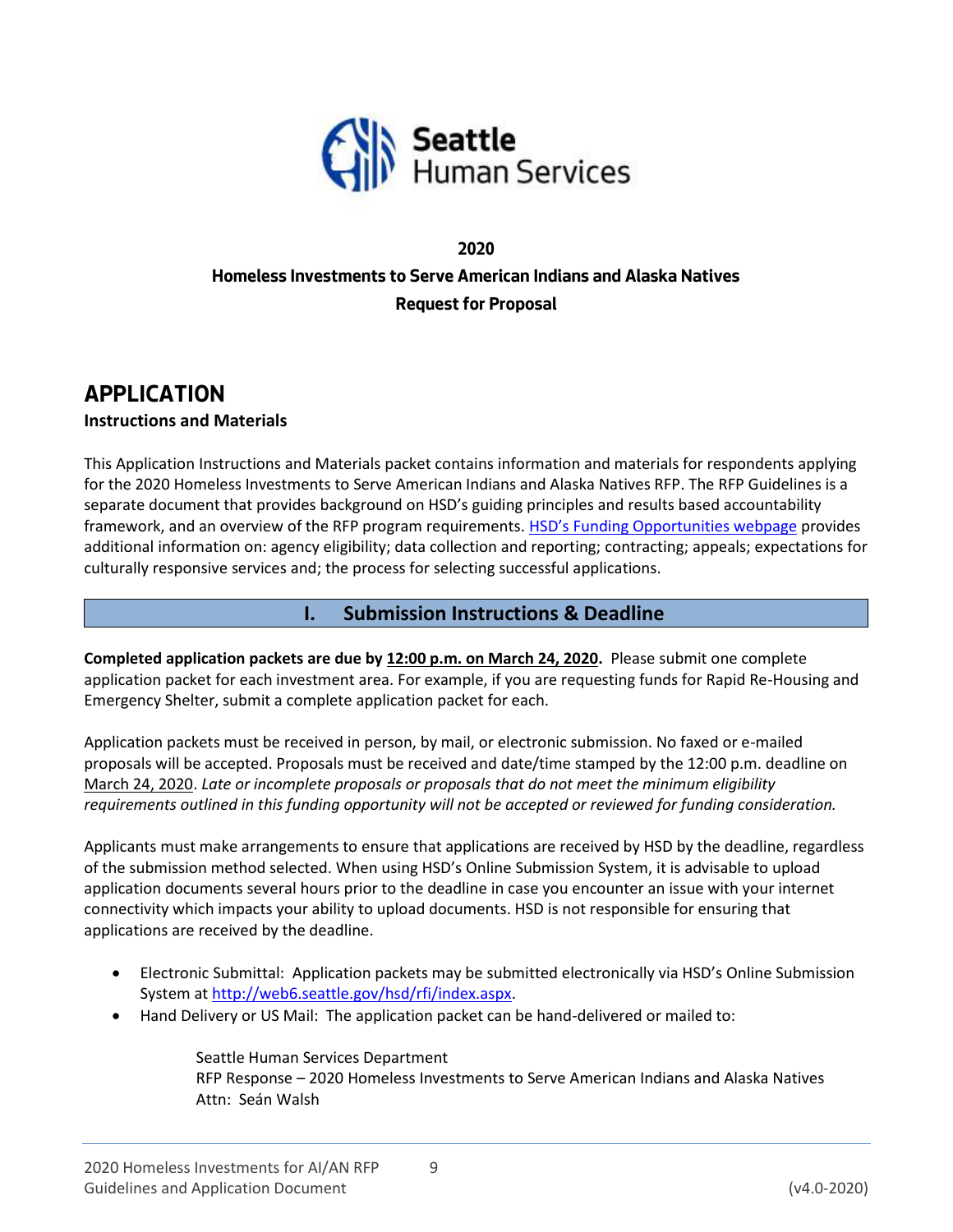Seattle Human Services

**2020**

**Homeless Investments to Serve American Indians and Alaska Natives**

**Request for Proposal**

# APPLICATION

**Instructions and Materials**

This Application Instructions and Materials packet contains information and materials for respondents applying for the 2020 Homeless Investments to Serve American Indians and Alaska Natives RFP. The RFP Guidelines is a separate document that provides background on HSD's guiding principles and results based accountability framework, and an overview of the RFP program requirements. HSD's Funding Opportunities webpage provides additional information on: agency eligibility; data collection and reporting; contracting; appeals; expectations for culturally responsive services and; the process for selecting successful applications.

## I. Submission Instructions & Deadline

**Completed application packets are due by 12:00 p.m. on March 24, 2020.** Please submit one complete application packet for each investment area. For example, if you are requesting funds for Rapid Re-Housing and Emergency Shelter, submit a complete application packet for each.

Application packets must be received in person, by mail, or electronic submission. No faxed or e-mailed proposals will be accepted. Proposals must be received and date/time stamped by the 12:00 p.m. deadline on March 24, 2020. *Late or incomplete proposals or proposals that do not meet the minimum eligibility requirements outlined in this funding opportunity will not be accepted or reviewed for funding consideration.*

Applicants must make arrangements to ensure that applications are received by HSD by the deadline, regardless of the submission method selected. When using HSD's Online Submission System, it is advisable to upload application documents several hours prior to the deadline in case you encounter an issue with your internet connectivity which impacts your ability to upload documents. HSD is not responsible for ensuring that applications are received by the deadline.

- Electronic Submittal: Application packets may be submitted electronically via HSD's Online Submission System at http://web6.seattle.gov/hsd/rfi/index.aspx.
- Hand Delivery or US Mail: The application packet can be hand-delivered or mailed to:

  Seattle Human Services Department
  RFP Response – 2020 Homeless Investments to Serve American Indians and Alaska Natives
  Attn: Seán Walsh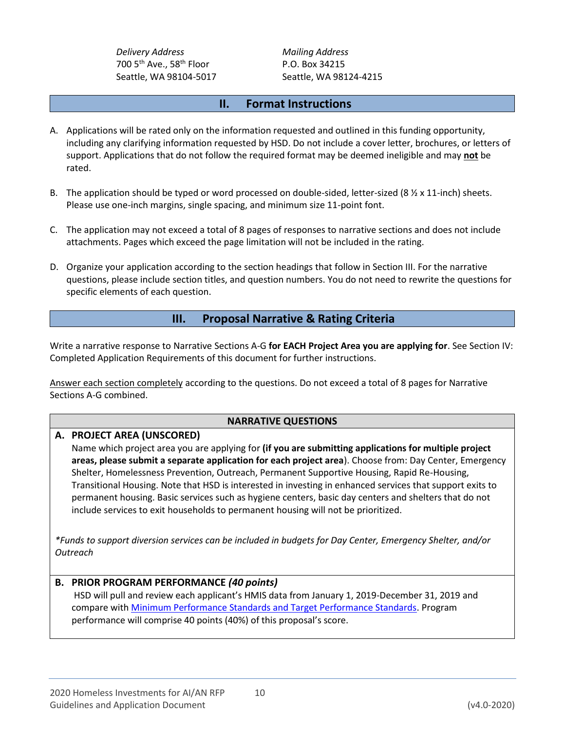*Delivery Address*
700 5th Ave., 58th Floor
Seattle, WA 98104-5017

*Mailing Address*
P.O. Box 34215
Seattle, WA 98124-4215

## II. Format Instructions

A. Applications will be rated only on the information requested and outlined in this funding opportunity, including any clarifying information requested by HSD. Do not include a cover letter, brochures, or letters of support. Applications that do not follow the required format may be deemed ineligible and may **not** be rated.

B. The application should be typed or word processed on double-sided, letter-sized (8 ½ x 11-inch) sheets. Please use one-inch margins, single spacing, and minimum size 11-point font.

C. The application may not exceed a total of 8 pages of responses to narrative sections and does not include attachments. Pages which exceed the page limitation will not be included in the rating.

D. Organize your application according to the section headings that follow in Section III. For the narrative questions, please include section titles, and question numbers. You do not need to rewrite the questions for specific elements of each question.

## III. Proposal Narrative & Rating Criteria

Write a narrative response to Narrative Sections A-G **for EACH Project Area you are applying for**. See Section IV: Completed Application Requirements of this document for further instructions.

Answer each section completely according to the questions. Do not exceed a total of 8 pages for Narrative Sections A-G combined.

### NARRATIVE QUESTIONS

**A. PROJECT AREA (UNSCORED)**

Name which project area you are applying for **(if you are submitting applications for multiple project areas, please submit a separate application for each project area**). Choose from: Day Center, Emergency Shelter, Homelessness Prevention, Outreach, Permanent Supportive Housing, Rapid Re-Housing, Transitional Housing. Note that HSD is interested in investing in enhanced services that support exits to permanent housing. Basic services such as hygiene centers, basic day centers and shelters that do not include services to exit households to permanent housing will not be prioritized.

*\*Funds to support diversion services can be included in budgets for Day Center, Emergency Shelter, and/or Outreach*

**B. PRIOR PROGRAM PERFORMANCE *(40 points)***

HSD will pull and review each applicant's HMIS data from January 1, 2019-December 31, 2019 and compare with Minimum Performance Standards and Target Performance Standards. Program performance will comprise 40 points (40%) of this proposal's score.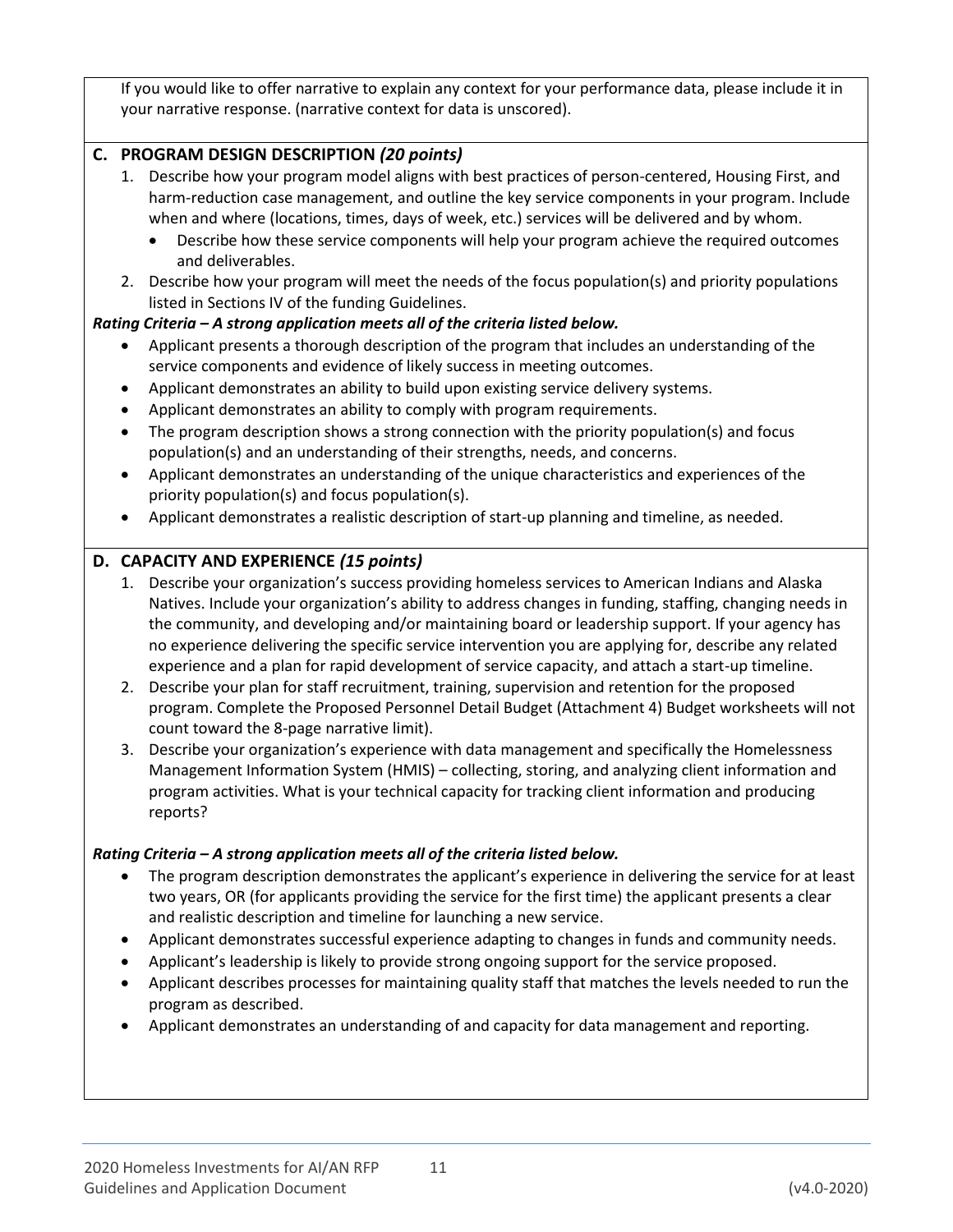If you would like to offer narrative to explain any context for your performance data, please include it in your narrative response. (narrative context for data is unscored).

### C. PROGRAM DESIGN DESCRIPTION *(20 points)*

1. Describe how your program model aligns with best practices of person-centered, Housing First, and harm-reduction case management, and outline the key service components in your program. Include when and where (locations, times, days of week, etc.) services will be delivered and by whom.
   - Describe how these service components will help your program achieve the required outcomes and deliverables.
2. Describe how your program will meet the needs of the focus population(s) and priority populations listed in Sections IV of the funding Guidelines.

***Rating Criteria – A strong application meets all of the criteria listed below.***

- Applicant presents a thorough description of the program that includes an understanding of the service components and evidence of likely success in meeting outcomes.
- Applicant demonstrates an ability to build upon existing service delivery systems.
- Applicant demonstrates an ability to comply with program requirements.
- The program description shows a strong connection with the priority population(s) and focus population(s) and an understanding of their strengths, needs, and concerns.
- Applicant demonstrates an understanding of the unique characteristics and experiences of the priority population(s) and focus population(s).
- Applicant demonstrates a realistic description of start-up planning and timeline, as needed.

### D. CAPACITY AND EXPERIENCE *(15 points)*

1. Describe your organization's success providing homeless services to American Indians and Alaska Natives. Include your organization's ability to address changes in funding, staffing, changing needs in the community, and developing and/or maintaining board or leadership support. If your agency has no experience delivering the specific service intervention you are applying for, describe any related experience and a plan for rapid development of service capacity, and attach a start-up timeline.
2. Describe your plan for staff recruitment, training, supervision and retention for the proposed program. Complete the Proposed Personnel Detail Budget (Attachment 4) Budget worksheets will not count toward the 8-page narrative limit).
3. Describe your organization's experience with data management and specifically the Homelessness Management Information System (HMIS) – collecting, storing, and analyzing client information and program activities. What is your technical capacity for tracking client information and producing reports?

***Rating Criteria – A strong application meets all of the criteria listed below.***

- The program description demonstrates the applicant's experience in delivering the service for at least two years, OR (for applicants providing the service for the first time) the applicant presents a clear and realistic description and timeline for launching a new service.
- Applicant demonstrates successful experience adapting to changes in funds and community needs.
- Applicant's leadership is likely to provide strong ongoing support for the service proposed.
- Applicant describes processes for maintaining quality staff that matches the levels needed to run the program as described.
- Applicant demonstrates an understanding of and capacity for data management and reporting.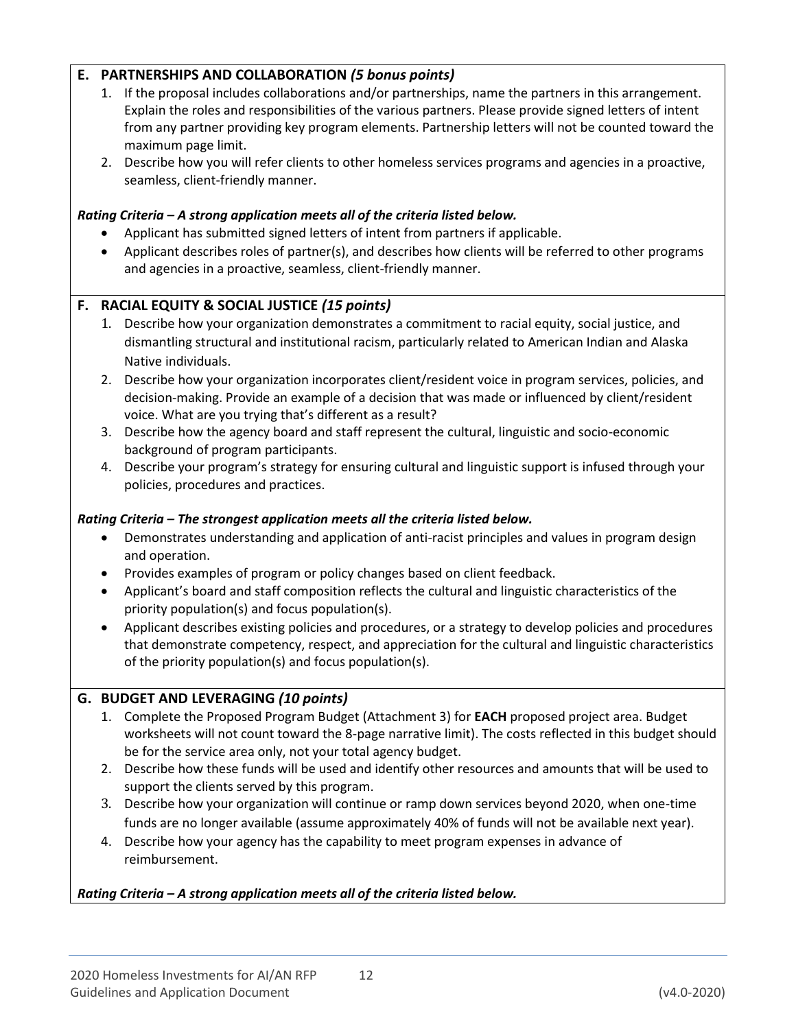## E. PARTNERSHIPS AND COLLABORATION *(5 bonus points)*

1. If the proposal includes collaborations and/or partnerships, name the partners in this arrangement. Explain the roles and responsibilities of the various partners. Please provide signed letters of intent from any partner providing key program elements. Partnership letters will not be counted toward the maximum page limit.
2. Describe how you will refer clients to other homeless services programs and agencies in a proactive, seamless, client-friendly manner.

***Rating Criteria – A strong application meets all of the criteria listed below.***

- Applicant has submitted signed letters of intent from partners if applicable.
- Applicant describes roles of partner(s), and describes how clients will be referred to other programs and agencies in a proactive, seamless, client-friendly manner.

## F. RACIAL EQUITY & SOCIAL JUSTICE *(15 points)*

1. Describe how your organization demonstrates a commitment to racial equity, social justice, and dismantling structural and institutional racism, particularly related to American Indian and Alaska Native individuals.
2. Describe how your organization incorporates client/resident voice in program services, policies, and decision-making. Provide an example of a decision that was made or influenced by client/resident voice. What are you trying that's different as a result?
3. Describe how the agency board and staff represent the cultural, linguistic and socio-economic background of program participants.
4. Describe your program's strategy for ensuring cultural and linguistic support is infused through your policies, procedures and practices.

***Rating Criteria – The strongest application meets all the criteria listed below.***

- Demonstrates understanding and application of anti-racist principles and values in program design and operation.
- Provides examples of program or policy changes based on client feedback.
- Applicant's board and staff composition reflects the cultural and linguistic characteristics of the priority population(s) and focus population(s).
- Applicant describes existing policies and procedures, or a strategy to develop policies and procedures that demonstrate competency, respect, and appreciation for the cultural and linguistic characteristics of the priority population(s) and focus population(s).

## G. BUDGET AND LEVERAGING *(10 points)*

1. Complete the Proposed Program Budget (Attachment 3) for **EACH** proposed project area. Budget worksheets will not count toward the 8-page narrative limit). The costs reflected in this budget should be for the service area only, not your total agency budget.
2. Describe how these funds will be used and identify other resources and amounts that will be used to support the clients served by this program.
3. Describe how your organization will continue or ramp down services beyond 2020, when one-time funds are no longer available (assume approximately 40% of funds will not be available next year).
4. Describe how your agency has the capability to meet program expenses in advance of reimbursement.

***Rating Criteria – A strong application meets all of the criteria listed below.***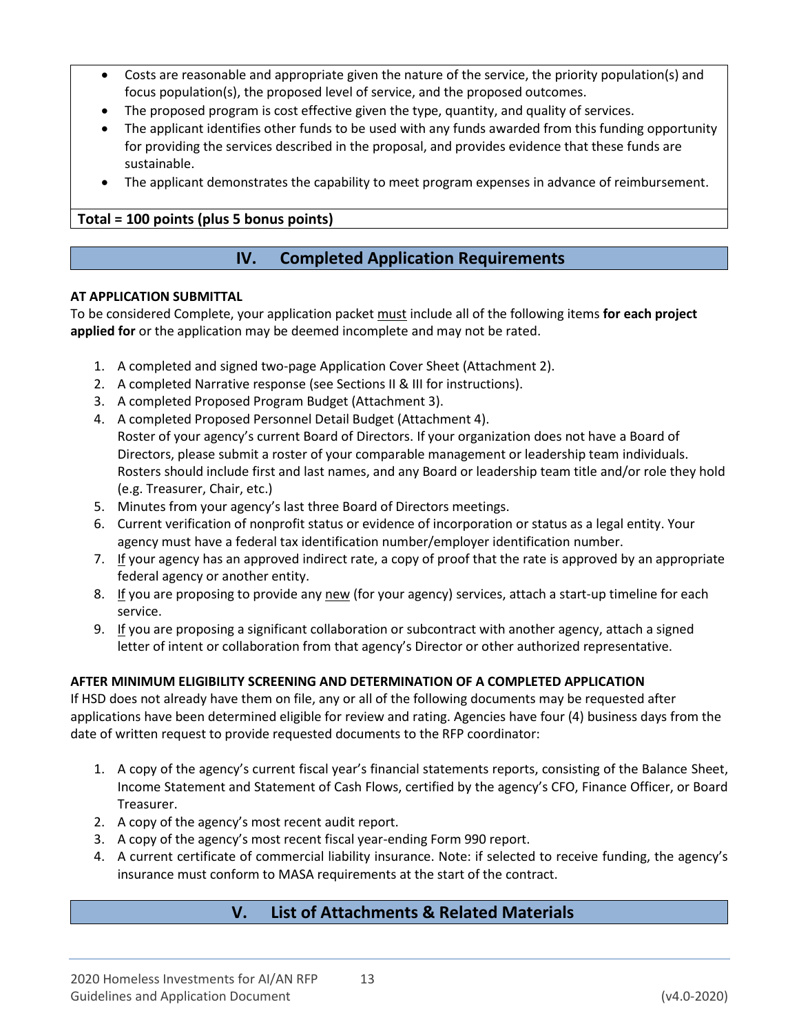- Costs are reasonable and appropriate given the nature of the service, the priority population(s) and focus population(s), the proposed level of service, and the proposed outcomes.
- The proposed program is cost effective given the type, quantity, and quality of services.
- The applicant identifies other funds to be used with any funds awarded from this funding opportunity for providing the services described in the proposal, and provides evidence that these funds are sustainable.
- The applicant demonstrates the capability to meet program expenses in advance of reimbursement.

**Total = 100 points (plus 5 bonus points)**

## IV. Completed Application Requirements

**AT APPLICATION SUBMITTAL**

To be considered Complete, your application packet must include all of the following items **for each project applied for** or the application may be deemed incomplete and may not be rated.

1. A completed and signed two-page Application Cover Sheet (Attachment 2).
2. A completed Narrative response (see Sections II & III for instructions).
3. A completed Proposed Program Budget (Attachment 3).
4. A completed Proposed Personnel Detail Budget (Attachment 4).
   Roster of your agency's current Board of Directors. If your organization does not have a Board of Directors, please submit a roster of your comparable management or leadership team individuals. Rosters should include first and last names, and any Board or leadership team title and/or role they hold (e.g. Treasurer, Chair, etc.)
5. Minutes from your agency's last three Board of Directors meetings.
6. Current verification of nonprofit status or evidence of incorporation or status as a legal entity. Your agency must have a federal tax identification number/employer identification number.
7. If your agency has an approved indirect rate, a copy of proof that the rate is approved by an appropriate federal agency or another entity.
8. If you are proposing to provide any new (for your agency) services, attach a start-up timeline for each service.
9. If you are proposing a significant collaboration or subcontract with another agency, attach a signed letter of intent or collaboration from that agency's Director or other authorized representative.

**AFTER MINIMUM ELIGIBILITY SCREENING AND DETERMINATION OF A COMPLETED APPLICATION**

If HSD does not already have them on file, any or all of the following documents may be requested after applications have been determined eligible for review and rating. Agencies have four (4) business days from the date of written request to provide requested documents to the RFP coordinator:

1. A copy of the agency's current fiscal year's financial statements reports, consisting of the Balance Sheet, Income Statement and Statement of Cash Flows, certified by the agency's CFO, Finance Officer, or Board Treasurer.
2. A copy of the agency's most recent audit report.
3. A copy of the agency's most recent fiscal year-ending Form 990 report.
4. A current certificate of commercial liability insurance. Note: if selected to receive funding, the agency's insurance must conform to MASA requirements at the start of the contract.

## V. List of Attachments & Related Materials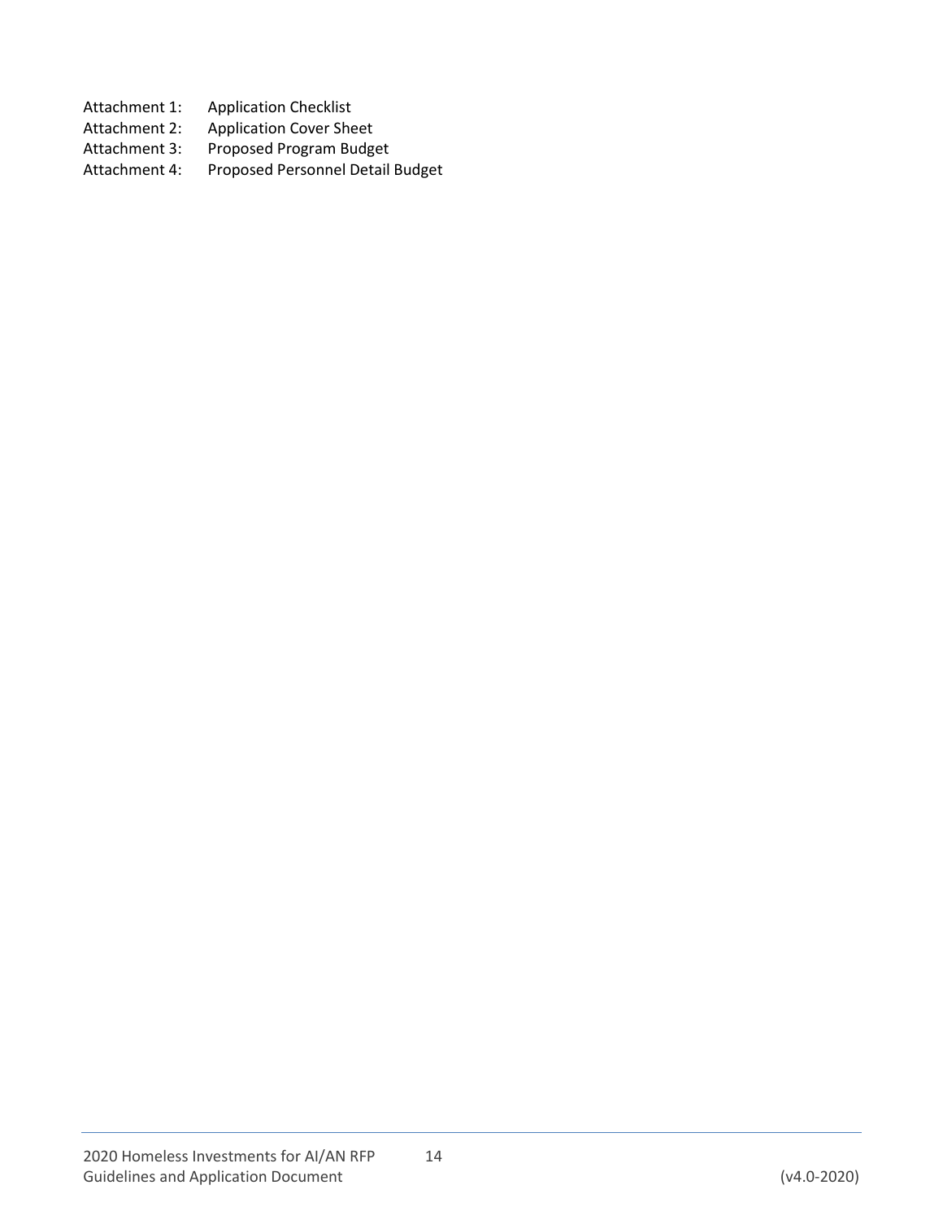Attachment 1: Application Checklist
Attachment 2: Application Cover Sheet
Attachment 3: Proposed Program Budget
Attachment 4: Proposed Personnel Detail Budget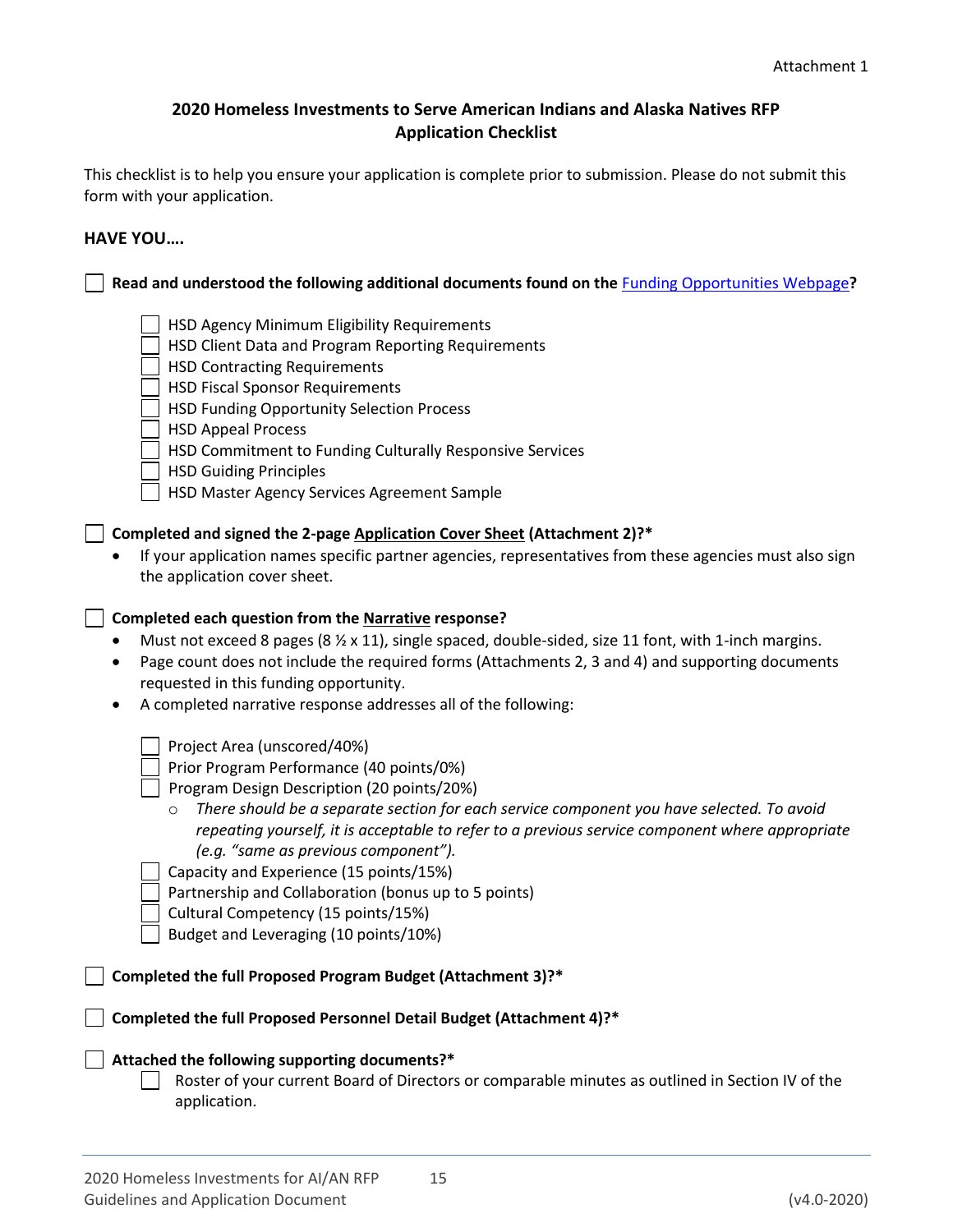Attachment 1

# 2020 Homeless Investments to Serve American Indians and Alaska Natives RFP
## Application Checklist

This checklist is to help you ensure your application is complete prior to submission. Please do not submit this form with your application.

**HAVE YOU….**

- [ ] **Read and understood the following additional documents found on the Funding Opportunities Webpage?**
    - [ ] HSD Agency Minimum Eligibility Requirements
    - [ ] HSD Client Data and Program Reporting Requirements
    - [ ] HSD Contracting Requirements
    - [ ] HSD Fiscal Sponsor Requirements
    - [ ] HSD Funding Opportunity Selection Process
    - [ ] HSD Appeal Process
    - [ ] HSD Commitment to Funding Culturally Responsive Services
    - [ ] HSD Guiding Principles
    - [ ] HSD Master Agency Services Agreement Sample

- [ ] **Completed and signed the 2-page Application Cover Sheet (Attachment 2)?***
    - If your application names specific partner agencies, representatives from these agencies must also sign the application cover sheet.

- [ ] **Completed each question from the Narrative response?**
    - Must not exceed 8 pages (8 ½ x 11), single spaced, double-sided, size 11 font, with 1-inch margins.
    - Page count does not include the required forms (Attachments 2, 3 and 4) and supporting documents requested in this funding opportunity.
    - A completed narrative response addresses all of the following:
        - [ ] Project Area (unscored/40%)
        - [ ] Prior Program Performance (40 points/0%)
        - [ ] Program Design Description (20 points/20%)
            - *There should be a separate section for each service component you have selected. To avoid repeating yourself, it is acceptable to refer to a previous service component where appropriate (e.g. "same as previous component").*
        - [ ] Capacity and Experience (15 points/15%)
        - [ ] Partnership and Collaboration (bonus up to 5 points)
        - [ ] Cultural Competency (15 points/15%)
        - [ ] Budget and Leveraging (10 points/10%)

- [ ] **Completed the full Proposed Program Budget (Attachment 3)?***

- [ ] **Completed the full Proposed Personnel Detail Budget (Attachment 4)?***

- [ ] **Attached the following supporting documents?***
    - [ ] Roster of your current Board of Directors or comparable minutes as outlined in Section IV of the application.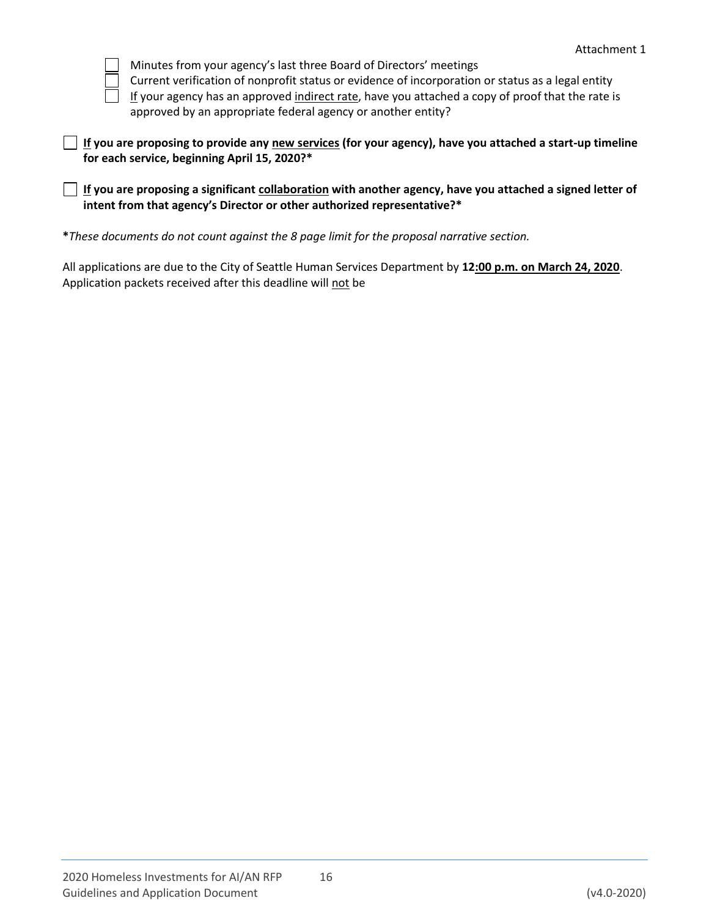- [ ] Minutes from your agency's last three Board of Directors' meetings
- [ ] Current verification of nonprofit status or evidence of incorporation or status as a legal entity
- [ ] If your agency has an approved indirect rate, have you attached a copy of proof that the rate is approved by an appropriate federal agency or another entity?

- [ ] **If you are proposing to provide any new services (for your agency), have you attached a start-up timeline for each service, beginning April 15, 2020?***

- [ ] **If you are proposing a significant collaboration with another agency, have you attached a signed letter of intent from that agency's Director or other authorized representative?***

**\***_These documents do not count against the 8 page limit for the proposal narrative section._

All applications are due to the City of Seattle Human Services Department by **12:00 p.m. on March 24, 2020**. Application packets received after this deadline will not be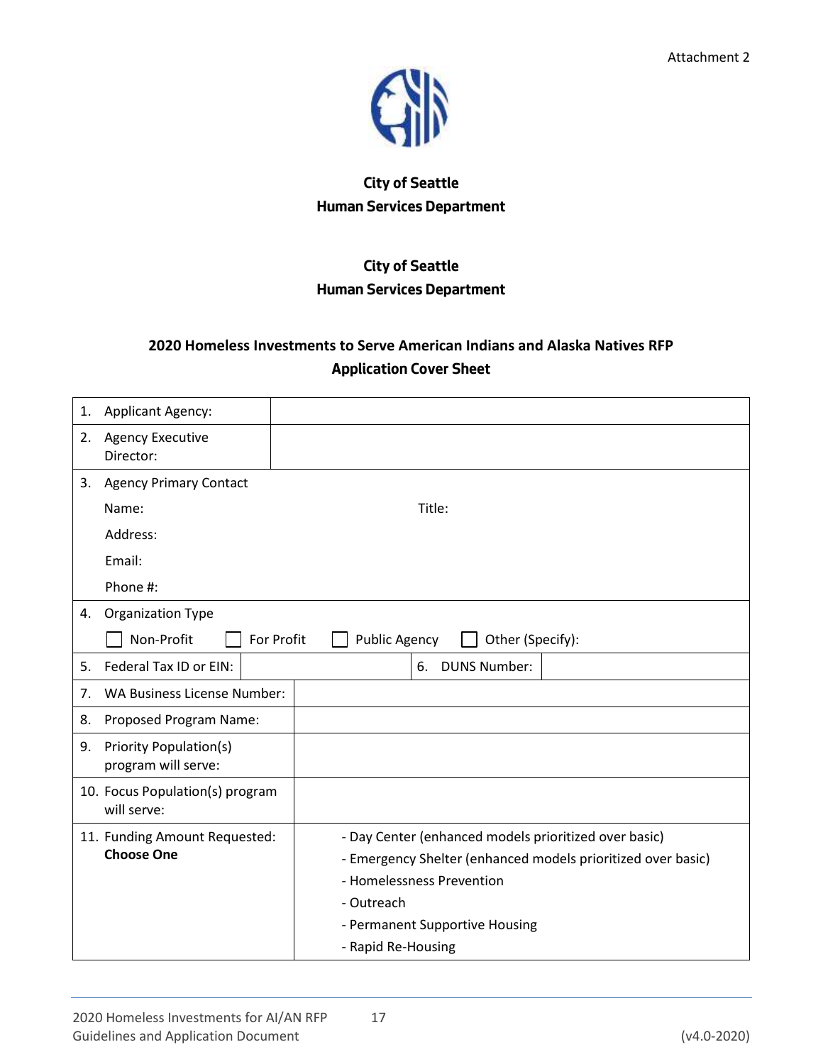Attachment 2

**City of Seattle**
**Human Services Department**

**City of Seattle**
**Human Services Department**

## 2020 Homeless Investments to Serve American Indians and Alaska Natives RFP Application Cover Sheet

| | |
|---|---|
| 1. Applicant Agency: | |
| 2. Agency Executive Director: | |
| 3. Agency Primary Contact<br>Name: Title:<br>Address:<br>Email:<br>Phone #: | |
| 4. Organization Type<br>☐ Non-Profit ☐ For Profit ☐ Public Agency ☐ Other (Specify): | |
| 5. Federal Tax ID or EIN: | 6. DUNS Number: |
| 7. WA Business License Number: | |
| 8. Proposed Program Name: | |
| 9. Priority Population(s) program will serve: | |
| 10. Focus Population(s) program will serve: | |
| 11. Funding Amount Requested: **Choose One** | - Day Center (enhanced models prioritized over basic)<br>- Emergency Shelter (enhanced models prioritized over basic)<br>- Homelessness Prevention<br>- Outreach<br>- Permanent Supportive Housing<br>- Rapid Re-Housing |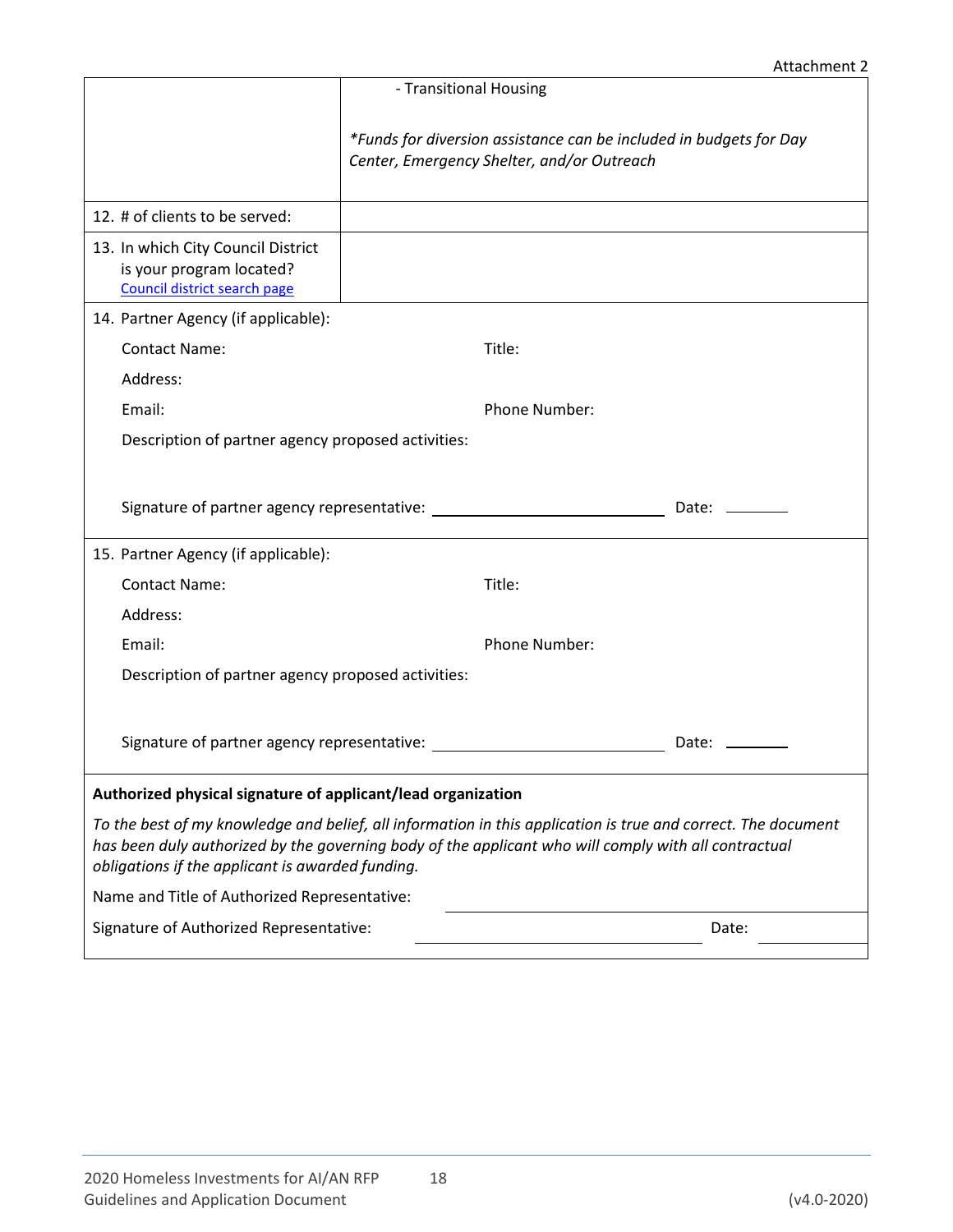| | |
|---|---|
| | - Transitional Housing<br><br>*\*Funds for diversion assistance can be included in budgets for Day Center, Emergency Shelter, and/or Outreach* |
| 12. # of clients to be served: | |
| 13. In which City Council District is your program located? [Council district search page]() | |

14. Partner Agency (if applicable):

Contact Name: Title:

Address:

Email: Phone Number:

Description of partner agency proposed activities:

Signature of partner agency representative: ______________________ Date: ________

15. Partner Agency (if applicable):

Contact Name: Title:

Address:

Email: Phone Number:

Description of partner agency proposed activities:

Signature of partner agency representative: ______________________ Date: ________

**Authorized physical signature of applicant/lead organization**

*To the best of my knowledge and belief, all information in this application is true and correct. The document has been duly authorized by the governing body of the applicant who will comply with all contractual obligations if the applicant is awarded funding.*

Name and Title of Authorized Representative: ______________________

Signature of Authorized Representative: ______________________ Date: ________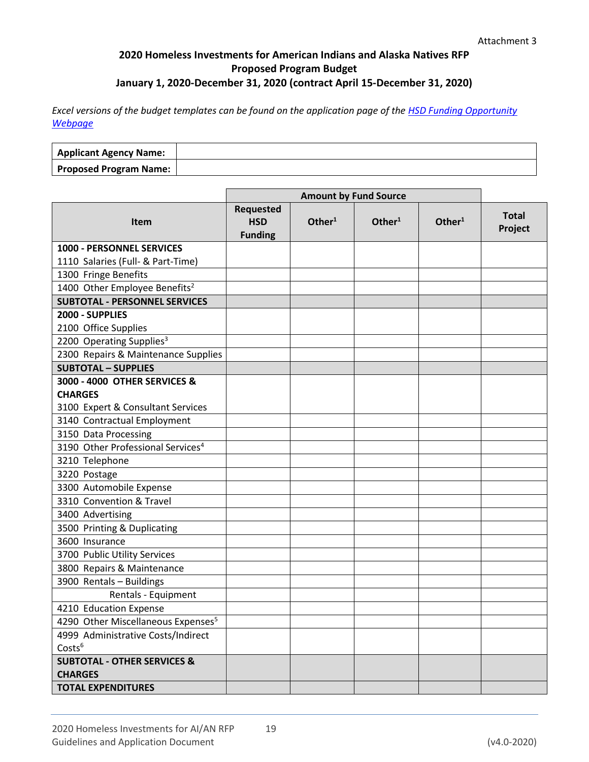Attachment 3

# 2020 Homeless Investments for American Indians and Alaska Natives RFP
## Proposed Program Budget
### January 1, 2020-December 31, 2020 (contract April 15-December 31, 2020)

*Excel versions of the budget templates can be found on the application page of the* *HSD Funding Opportunity Webpage*

| **Applicant Agency Name:** | |
|---|---|
| **Proposed Program Name:** | |

| | **Amount by Fund Source** | | | | |
|---|---|---|---|---|---|
| **Item** | **Requested HSD Funding** | **Other[1]** | **Other[1]** | **Other[1]** | **Total Project** |
| **1000 - PERSONNEL SERVICES** 1110 Salaries (Full- & Part-Time) | | | | | |
| 1300 Fringe Benefits | | | | | |
| 1400 Other Employee Benefits[2] | | | | | |
| **SUBTOTAL - PERSONNEL SERVICES** | | | | | |
| **2000 - SUPPLIES** 2100 Office Supplies | | | | | |
| 2200 Operating Supplies[3] | | | | | |
| 2300 Repairs & Maintenance Supplies | | | | | |
| **SUBTOTAL – SUPPLIES** | | | | | |
| **3000 - 4000 OTHER SERVICES & CHARGES** 3100 Expert & Consultant Services | | | | | |
| 3140 Contractual Employment | | | | | |
| 3150 Data Processing | | | | | |
| 3190 Other Professional Services[4] | | | | | |
| 3210 Telephone | | | | | |
| 3220 Postage | | | | | |
| 3300 Automobile Expense | | | | | |
| 3310 Convention & Travel | | | | | |
| 3400 Advertising | | | | | |
| 3500 Printing & Duplicating | | | | | |
| 3600 Insurance | | | | | |
| 3700 Public Utility Services | | | | | |
| 3800 Repairs & Maintenance | | | | | |
| 3900 Rentals – Buildings | | | | | |
| Rentals - Equipment | | | | | |
| 4210 Education Expense | | | | | |
| 4290 Other Miscellaneous Expenses[5] | | | | | |
| 4999 Administrative Costs/Indirect Costs[6] | | | | | |
| **SUBTOTAL - OTHER SERVICES & CHARGES** | | | | | |
| **TOTAL EXPENDITURES** | | | | | |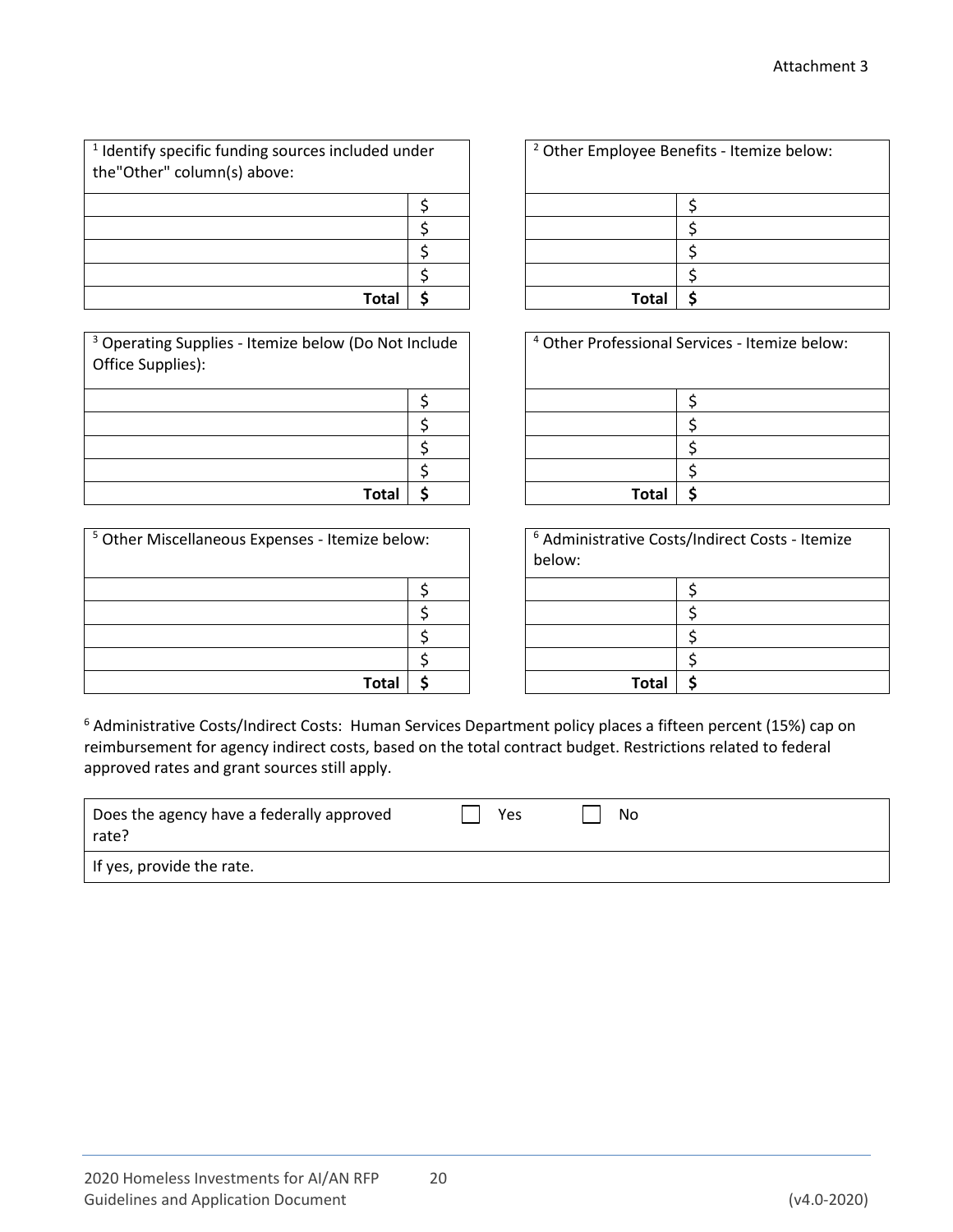Attachment 3

| [1] Identify specific funding sources included under the"Other" column(s) above: | |
|---|---|
| | $ |
| | $ |
| | $ |
| | $ |
| **Total** | **$** |

| [2] Other Employee Benefits - Itemize below: | |
|---|---|
| | $ |
| | $ |
| | $ |
| | $ |
| **Total** | **$** |

| [3] Operating Supplies - Itemize below (Do Not Include Office Supplies): | |
|---|---|
| | $ |
| | $ |
| | $ |
| | $ |
| **Total** | **$** |

| [4] Other Professional Services - Itemize below: | |
|---|---|
| | $ |
| | $ |
| | $ |
| | $ |
| **Total** | **$** |

| [5] Other Miscellaneous Expenses - Itemize below: | |
|---|---|
| | $ |
| | $ |
| | $ |
| | $ |
| **Total** | **$** |

| [6] Administrative Costs/Indirect Costs - Itemize below: | |
|---|---|
| | $ |
| | $ |
| | $ |
| | $ |
| **Total** | **$** |

[6] Administrative Costs/Indirect Costs: Human Services Department policy places a fifteen percent (15%) cap on reimbursement for agency indirect costs, based on the total contract budget. Restrictions related to federal approved rates and grant sources still apply.

| Does the agency have a federally approved rate? | ☐ Yes | ☐ No |
|---|---|---|
| If yes, provide the rate. | | |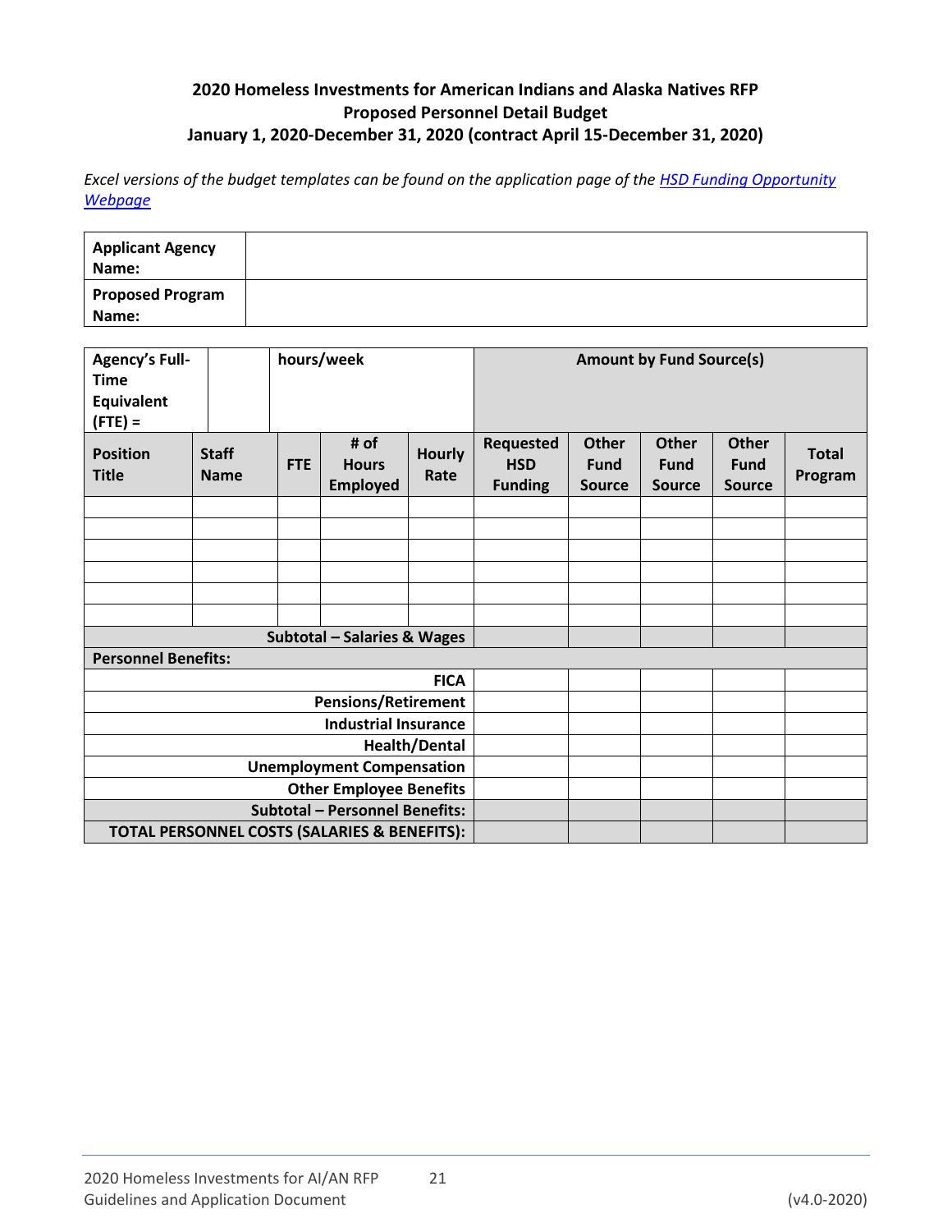**2020 Homeless Investments for American Indians and Alaska Natives RFP**
**Proposed Personnel Detail Budget**
**January 1, 2020-December 31, 2020 (contract April 15-December 31, 2020)**

*Excel versions of the budget templates can be found on the application page of the [HSD Funding Opportunity Webpage]()*

| | |
|---|---|
| **Applicant Agency Name:** | |
| **Proposed Program Name:** | |

| **Agency's Full-Time Equivalent (FTE) =** | | **hours/week** | | | **Amount by Fund Source(s)** | | | | |
|---|---|---|---|---|---|---|---|---|---|
| **Position Title** | **Staff Name** | **FTE** | **# of Hours Employed** | **Hourly Rate** | **Requested HSD Funding** | **Other Fund Source** | **Other Fund Source** | **Other Fund Source** | **Total Program** |
| | | | | | | | | | |
| | | | | | | | | | |
| | | | | | | | | | |
| | | | | | | | | | |
| | | | | | | | | | |
| | | | | | | | | | |
| | | | | **Subtotal – Salaries & Wages** | | | | | |
| **Personnel Benefits:** | | | | | | | | | |
| | | | | **FICA** | | | | | |
| | | | | **Pensions/Retirement** | | | | | |
| | | | | **Industrial Insurance** | | | | | |
| | | | | **Health/Dental** | | | | | |
| | | | | **Unemployment Compensation** | | | | | |
| | | | | **Other Employee Benefits** | | | | | |
| | | | | **Subtotal – Personnel Benefits:** | | | | | |
| | | | | **TOTAL PERSONNEL COSTS (SALARIES & BENEFITS):** | | | | | |